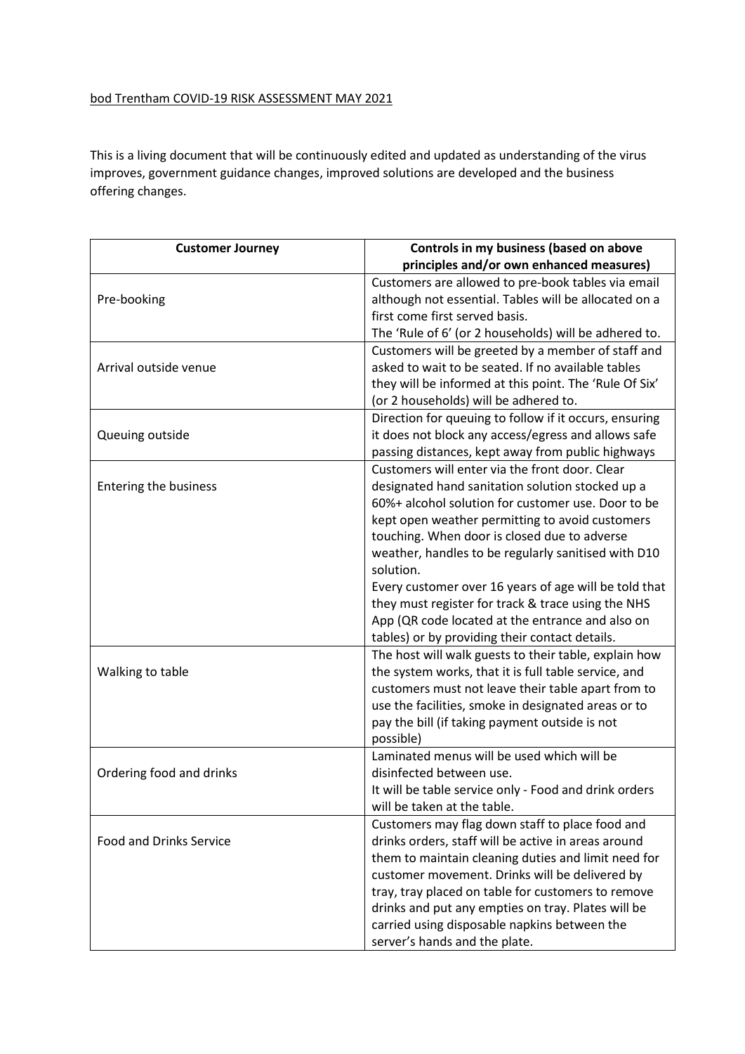<u>bod Trentham COVID-19 RISK ASSESSMENT MAY 2021</u>

This is a living document that will be continuously edited and updated as understanding of the virus improves, government guidance changes, improved solutions are developed and the business offering changes.

| Customer Journey | Controls in my business (based on above principles and/or own enhanced measures) |
|---|---|
| Pre-booking | Customers are allowed to pre-book tables via email although not essential. Tables will be allocated on a first come first served basis.<br>The 'Rule of 6' (or 2 households) will be adhered to. |
| Arrival outside venue | Customers will be greeted by a member of staff and asked to wait to be seated. If no available tables they will be informed at this point. The 'Rule Of Six' (or 2 households) will be adhered to. |
| Queuing outside | Direction for queuing to follow if it occurs, ensuring it does not block any access/egress and allows safe passing distances, kept away from public highways |
| Entering the business | Customers will enter via the front door. Clear designated hand sanitation solution stocked up a 60%+ alcohol solution for customer use. Door to be kept open weather permitting to avoid customers touching. When door is closed due to adverse weather, handles to be regularly sanitised with D10 solution.<br>Every customer over 16 years of age will be told that they must register for track & trace using the NHS App (QR code located at the entrance and also on tables) or by providing their contact details. |
| Walking to table | The host will walk guests to their table, explain how the system works, that it is full table service, and customers must not leave their table apart from to use the facilities, smoke in designated areas or to pay the bill (if taking payment outside is not possible) |
| Ordering food and drinks | Laminated menus will be used which will be disinfected between use.<br>It will be table service only - Food and drink orders will be taken at the table. |
| Food and Drinks Service | Customers may flag down staff to place food and drinks orders, staff will be active in areas around them to maintain cleaning duties and limit need for customer movement. Drinks will be delivered by tray, tray placed on table for customers to remove drinks and put any empties on tray. Plates will be carried using disposable napkins between the server's hands and the plate. |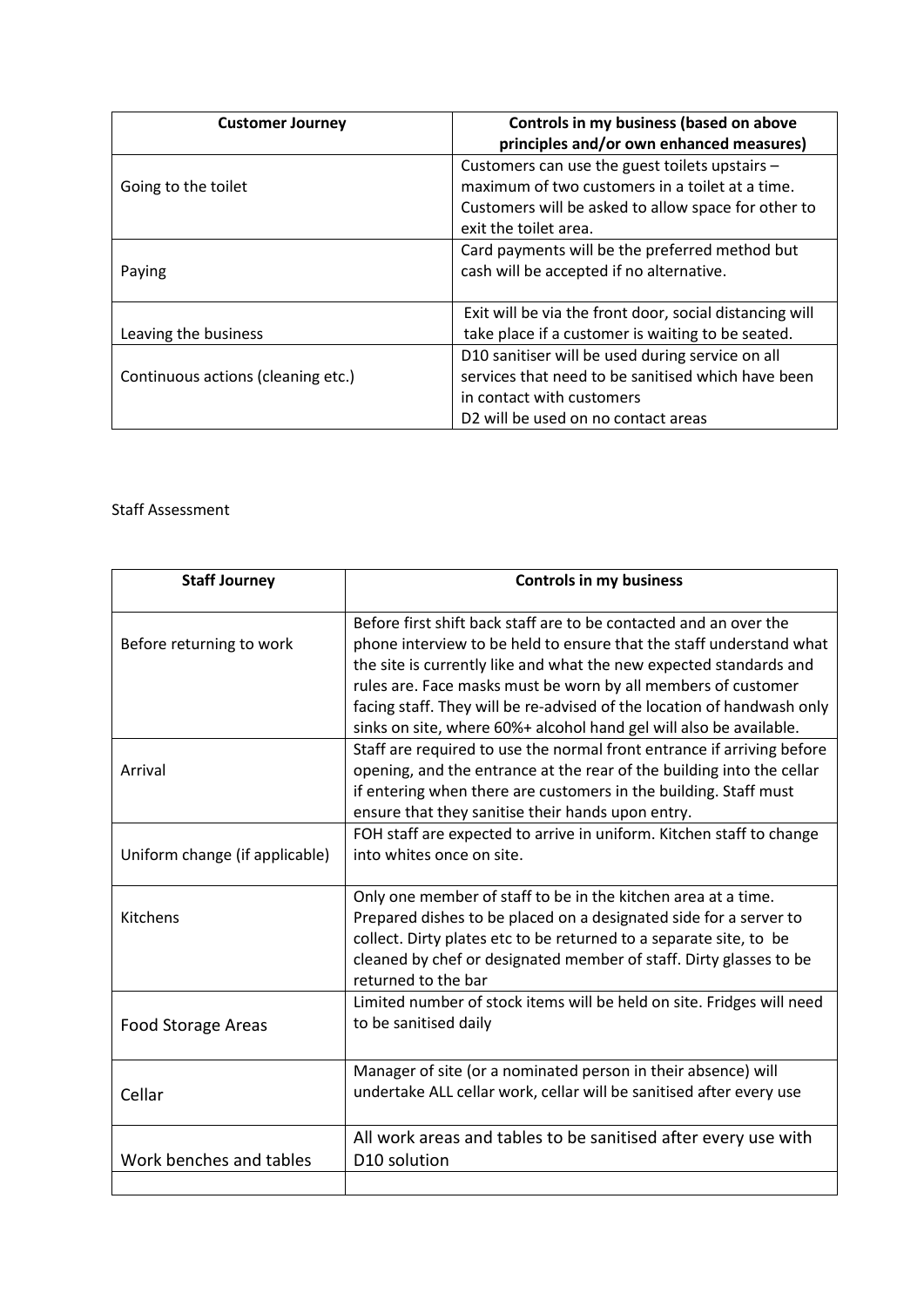| Customer Journey | Controls in my business (based on above principles and/or own enhanced measures) |
| --- | --- |
| Going to the toilet | Customers can use the guest toilets upstairs – maximum of two customers in a toilet at a time. Customers will be asked to allow space for other to exit the toilet area. |
| Paying | Card payments will be the preferred method but cash will be accepted if no alternative. |
| Leaving the business | Exit will be via the front door, social distancing will take place if a customer is waiting to be seated. |
| Continuous actions (cleaning etc.) | D10 sanitiser will be used during service on all services that need to be sanitised which have been in contact with customers<br>D2 will be used on no contact areas |

Staff Assessment

| Staff Journey | Controls in my business |
| --- | --- |
| Before returning to work | Before first shift back staff are to be contacted and an over the phone interview to be held to ensure that the staff understand what the site is currently like and what the new expected standards and rules are. Face masks must be worn by all members of customer facing staff. They will be re-advised of the location of handwash only sinks on site, where 60%+ alcohol hand gel will also be available. |
| Arrival | Staff are required to use the normal front entrance if arriving before opening, and the entrance at the rear of the building into the cellar if entering when there are customers in the building. Staff must ensure that they sanitise their hands upon entry. |
| Uniform change (if applicable) | FOH staff are expected to arrive in uniform. Kitchen staff to change into whites once on site. |
| Kitchens | Only one member of staff to be in the kitchen area at a time. Prepared dishes to be placed on a designated side for a server to collect. Dirty plates etc to be returned to a separate site, to be cleaned by chef or designated member of staff. Dirty glasses to be returned to the bar |
| Food Storage Areas | Limited number of stock items will be held on site. Fridges will need to be sanitised daily |
| Cellar | Manager of site (or a nominated person in their absence) will undertake ALL cellar work, cellar will be sanitised after every use |
| Work benches and tables | All work areas and tables to be sanitised after every use with D10 solution |
| | |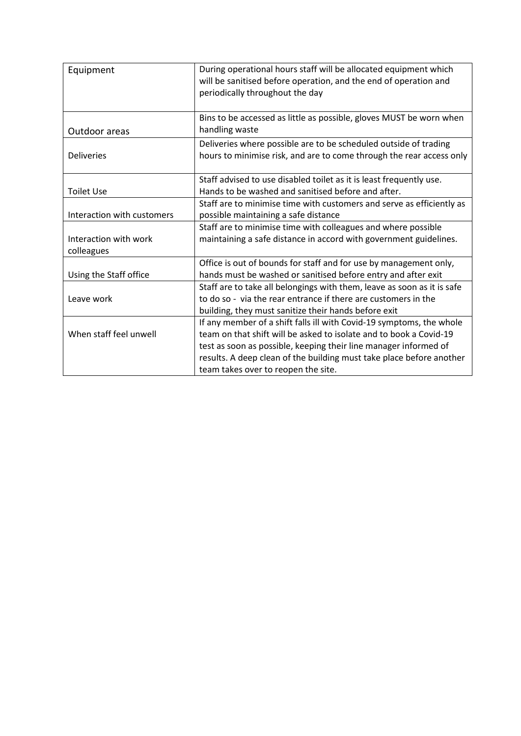| | |
|---|---|
| Equipment | During operational hours staff will be allocated equipment which will be sanitised before operation, and the end of operation and periodically throughout the day |
| Outdoor areas | Bins to be accessed as little as possible, gloves MUST be worn when handling waste |
| Deliveries | Deliveries where possible are to be scheduled outside of trading hours to minimise risk, and are to come through the rear access only |
| Toilet Use | Staff advised to use disabled toilet as it is least frequently use. Hands to be washed and sanitised before and after. |
| Interaction with customers | Staff are to minimise time with customers and serve as efficiently as possible maintaining a safe distance |
| Interaction with work colleagues | Staff are to minimise time with colleagues and where possible maintaining a safe distance in accord with government guidelines. |
| Using the Staff office | Office is out of bounds for staff and for use by management only, hands must be washed or sanitised before entry and after exit |
| Leave work | Staff are to take all belongings with them, leave as soon as it is safe to do so - via the rear entrance if there are customers in the building, they must sanitize their hands before exit |
| When staff feel unwell | If any member of a shift falls ill with Covid-19 symptoms, the whole team on that shift will be asked to isolate and to book a Covid-19 test as soon as possible, keeping their line manager informed of results. A deep clean of the building must take place before another team takes over to reopen the site. |